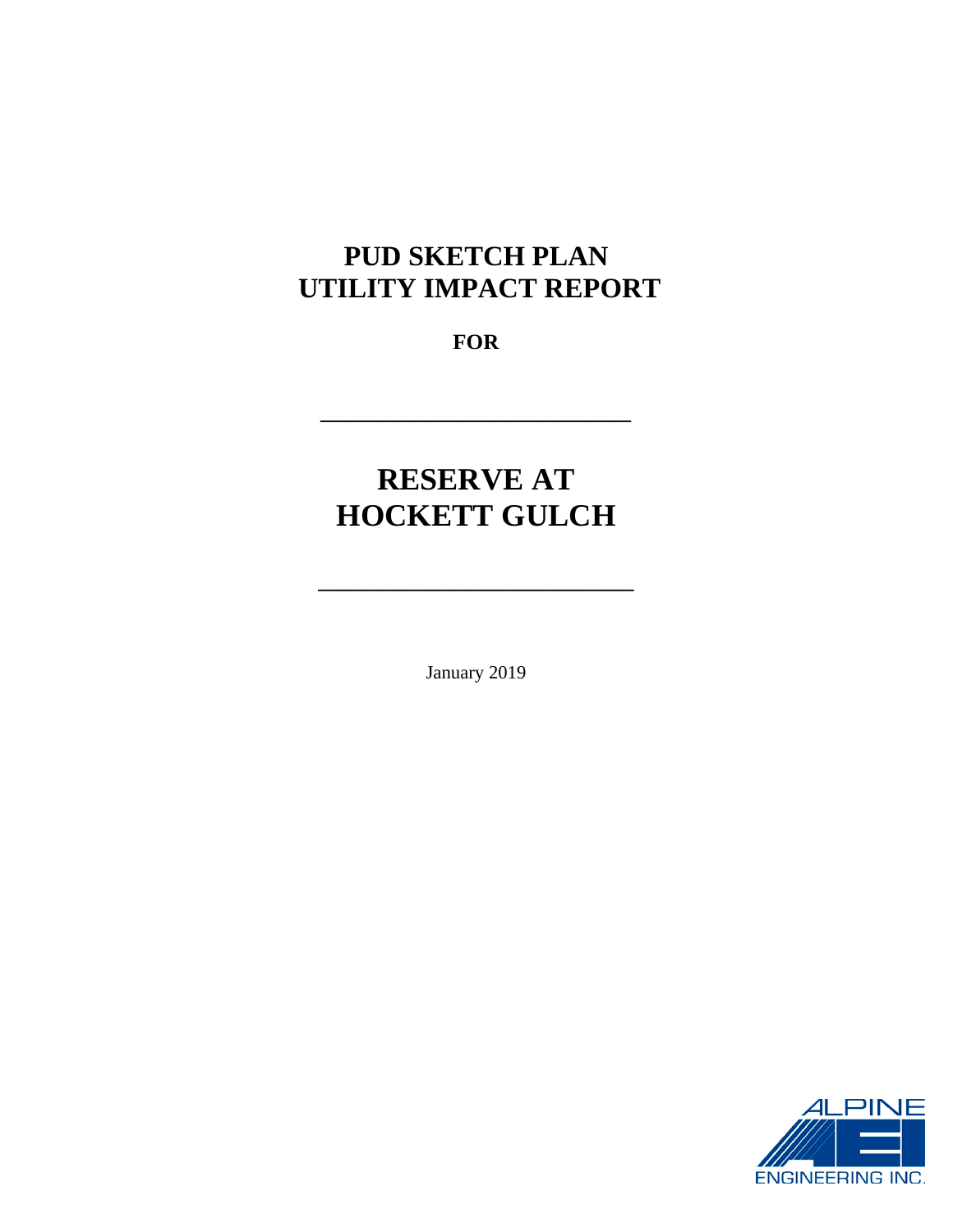# PUD SKETCH PLAN
# UTILITY IMPACT REPORT

**FOR**

---

# RESERVE AT HOCKETT GULCH

---

January 2019

ALPINE ENGINEERING INC.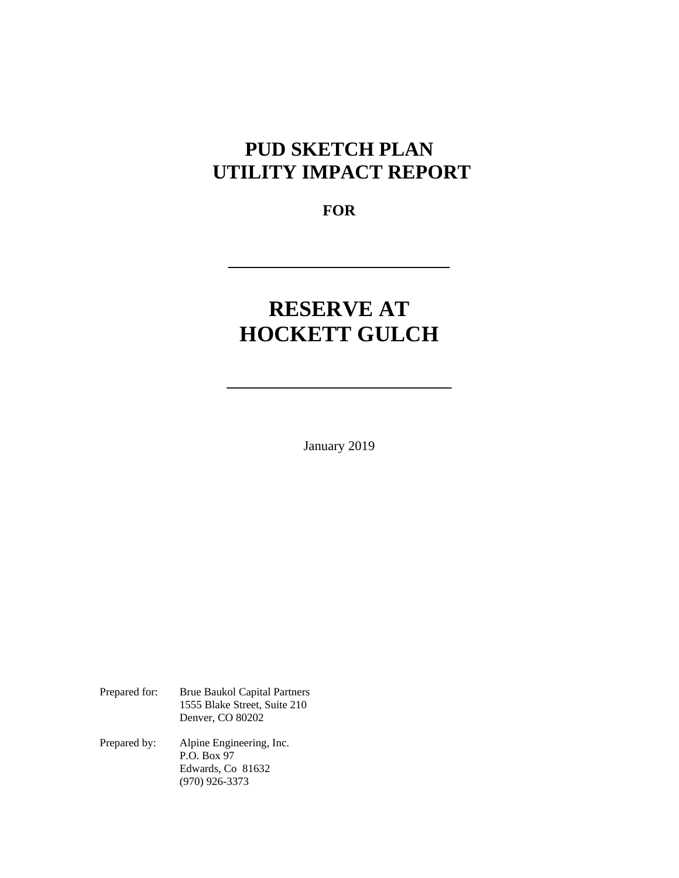# PUD SKETCH PLAN
# UTILITY IMPACT REPORT

**FOR**

---

# RESERVE AT HOCKETT GULCH

---

January 2019

Prepared for: Brue Baukol Capital Partners
1555 Blake Street, Suite 210
Denver, CO 80202

Prepared by: Alpine Engineering, Inc.
P.O. Box 97
Edwards, Co 81632
(970) 926-3373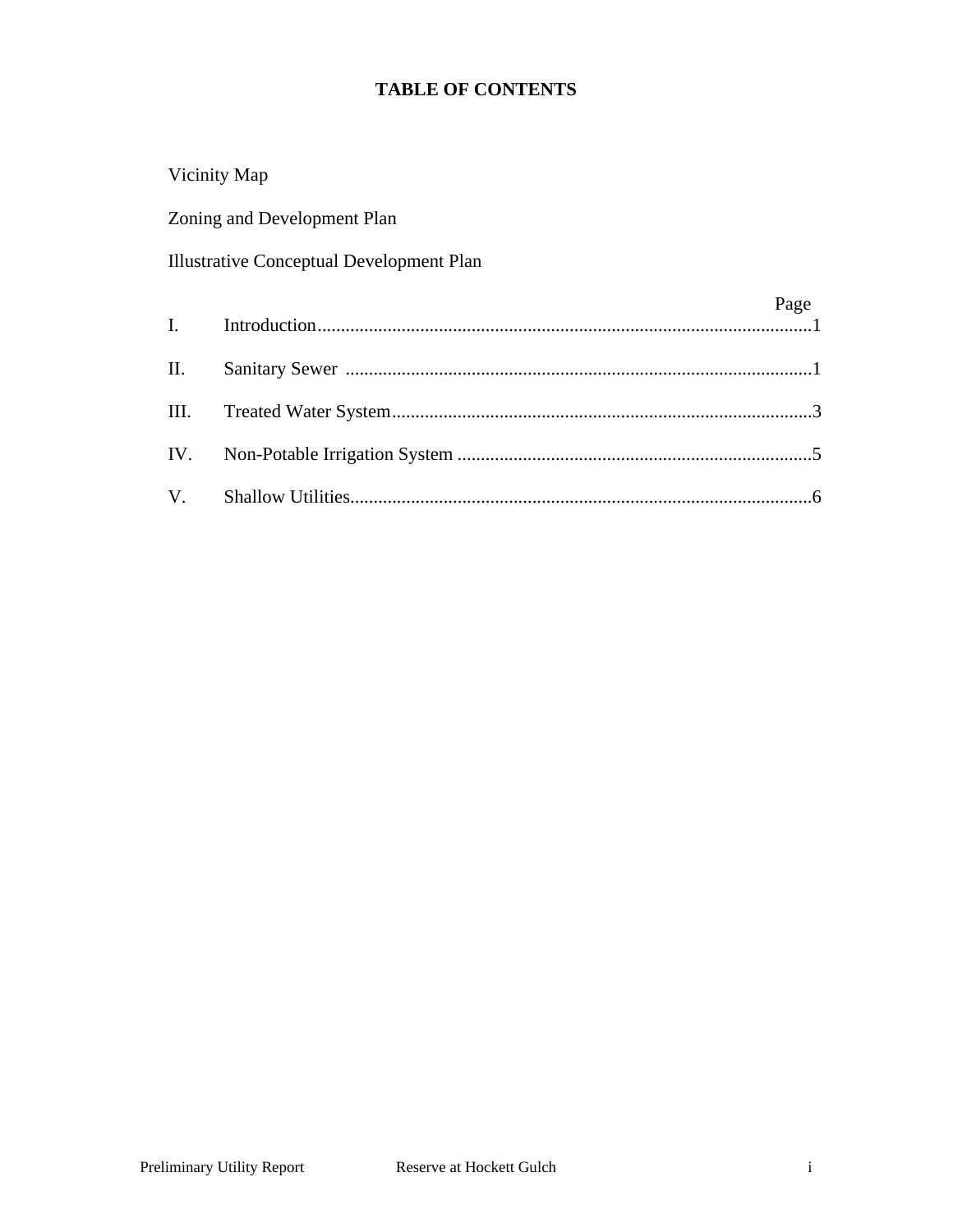# TABLE OF CONTENTS

Vicinity Map

Zoning and Development Plan

Illustrative Conceptual Development Plan

| | | Page |
|---|---|---|
| I. | Introduction | 1 |
| II. | Sanitary Sewer | 1 |
| III. | Treated Water System | 3 |
| IV. | Non-Potable Irrigation System | 5 |
| V. | Shallow Utilities | 6 |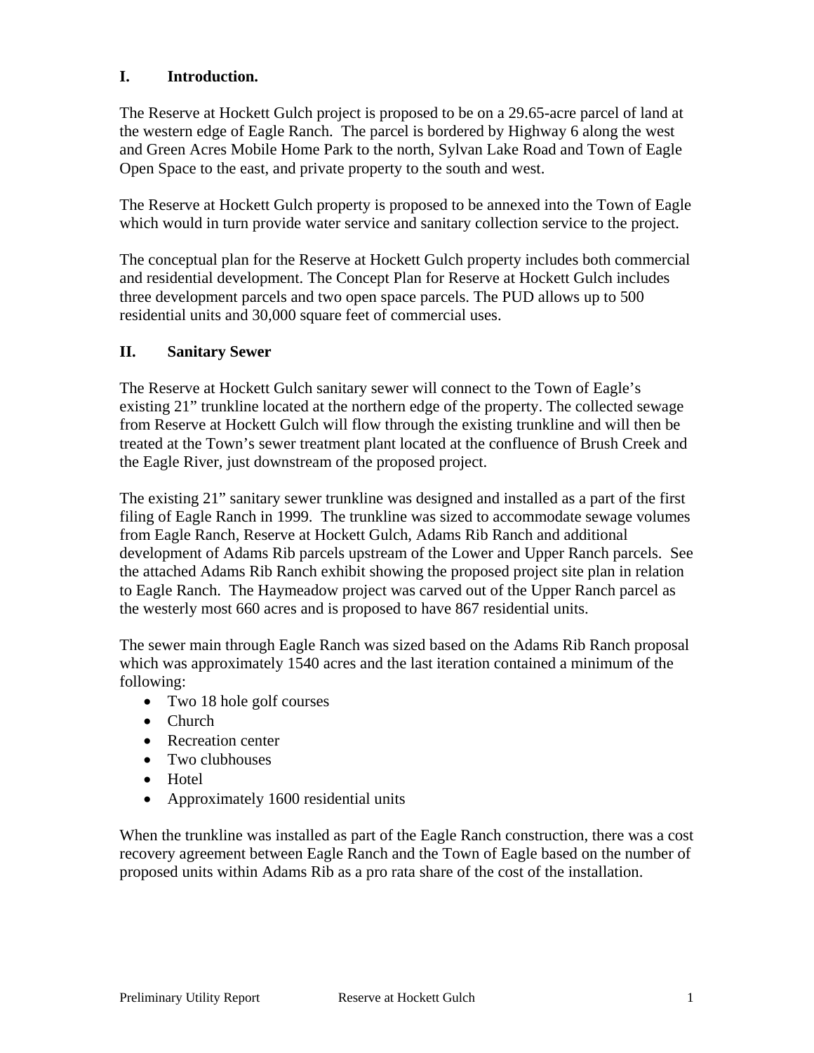## I. Introduction.

The Reserve at Hockett Gulch project is proposed to be on a 29.65-acre parcel of land at the western edge of Eagle Ranch. The parcel is bordered by Highway 6 along the west and Green Acres Mobile Home Park to the north, Sylvan Lake Road and Town of Eagle Open Space to the east, and private property to the south and west.

The Reserve at Hockett Gulch property is proposed to be annexed into the Town of Eagle which would in turn provide water service and sanitary collection service to the project.

The conceptual plan for the Reserve at Hockett Gulch property includes both commercial and residential development. The Concept Plan for Reserve at Hockett Gulch includes three development parcels and two open space parcels. The PUD allows up to 500 residential units and 30,000 square feet of commercial uses.

## II. Sanitary Sewer

The Reserve at Hockett Gulch sanitary sewer will connect to the Town of Eagle's existing 21" trunkline located at the northern edge of the property. The collected sewage from Reserve at Hockett Gulch will flow through the existing trunkline and will then be treated at the Town's sewer treatment plant located at the confluence of Brush Creek and the Eagle River, just downstream of the proposed project.

The existing 21" sanitary sewer trunkline was designed and installed as a part of the first filing of Eagle Ranch in 1999. The trunkline was sized to accommodate sewage volumes from Eagle Ranch, Reserve at Hockett Gulch, Adams Rib Ranch and additional development of Adams Rib parcels upstream of the Lower and Upper Ranch parcels. See the attached Adams Rib Ranch exhibit showing the proposed project site plan in relation to Eagle Ranch. The Haymeadow project was carved out of the Upper Ranch parcel as the westerly most 660 acres and is proposed to have 867 residential units.

The sewer main through Eagle Ranch was sized based on the Adams Rib Ranch proposal which was approximately 1540 acres and the last iteration contained a minimum of the following:

- Two 18 hole golf courses
- Church
- Recreation center
- Two clubhouses
- Hotel
- Approximately 1600 residential units

When the trunkline was installed as part of the Eagle Ranch construction, there was a cost recovery agreement between Eagle Ranch and the Town of Eagle based on the number of proposed units within Adams Rib as a pro rata share of the cost of the installation.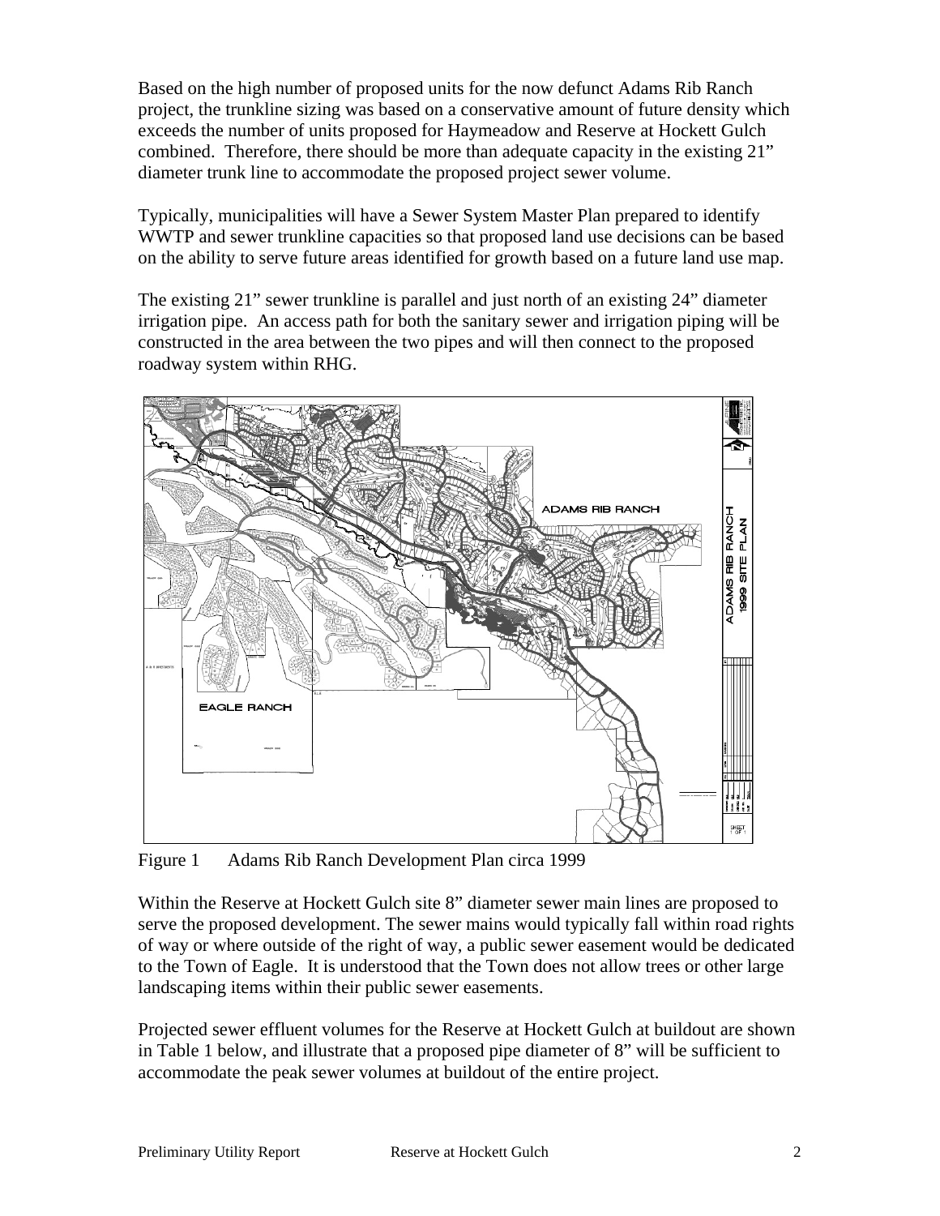Based on the high number of proposed units for the now defunct Adams Rib Ranch project, the trunkline sizing was based on a conservative amount of future density which exceeds the number of units proposed for Haymeadow and Reserve at Hockett Gulch combined. Therefore, there should be more than adequate capacity in the existing 21" diameter trunk line to accommodate the proposed project sewer volume.

Typically, municipalities will have a Sewer System Master Plan prepared to identify WWTP and sewer trunkline capacities so that proposed land use decisions can be based on the ability to serve future areas identified for growth based on a future land use map.

The existing 21" sewer trunkline is parallel and just north of an existing 24" diameter irrigation pipe. An access path for both the sanitary sewer and irrigation piping will be constructed in the area between the two pipes and will then connect to the proposed roadway system within RHG.

Figure 1 Adams Rib Ranch Development Plan circa 1999

Within the Reserve at Hockett Gulch site 8" diameter sewer main lines are proposed to serve the proposed development. The sewer mains would typically fall within road rights of way or where outside of the right of way, a public sewer easement would be dedicated to the Town of Eagle. It is understood that the Town does not allow trees or other large landscaping items within their public sewer easements.

Projected sewer effluent volumes for the Reserve at Hockett Gulch at buildout are shown in Table 1 below, and illustrate that a proposed pipe diameter of 8" will be sufficient to accommodate the peak sewer volumes at buildout of the entire project.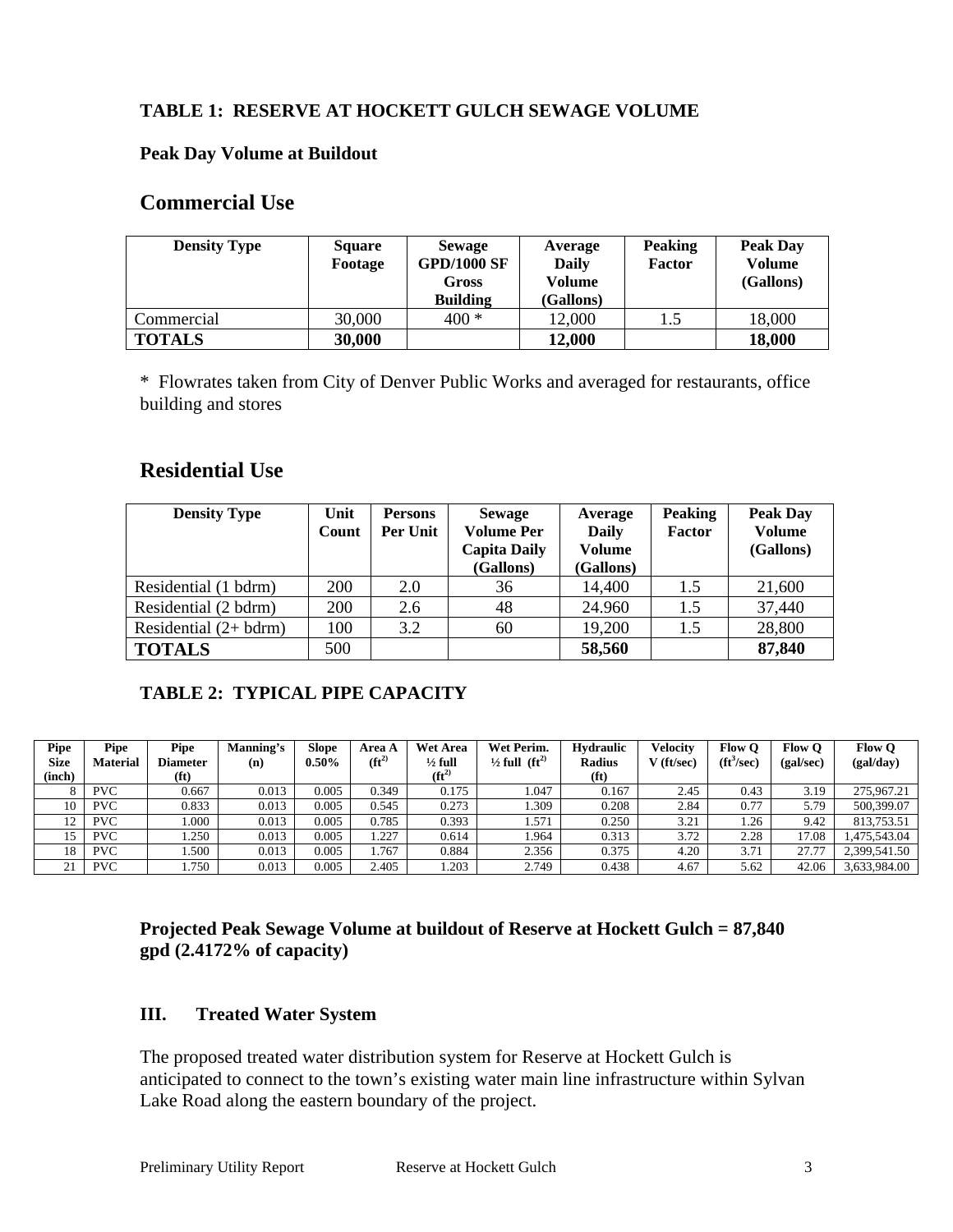**TABLE 1: RESERVE AT HOCKETT GULCH SEWAGE VOLUME**

**Peak Day Volume at Buildout**

## Commercial Use

| Density Type | Square Footage | Sewage GPD/1000 SF Gross Building | Average Daily Volume (Gallons) | Peaking Factor | Peak Day Volume (Gallons) |
|---|---|---|---|---|---|
| Commercial | 30,000 | 400 * | 12,000 | 1.5 | 18,000 |
| **TOTALS** | **30,000** | | **12,000** | | **18,000** |

* Flowrates taken from City of Denver Public Works and averaged for restaurants, office building and stores

## Residential Use

| Density Type | Unit Count | Persons Per Unit | Sewage Volume Per Capita Daily (Gallons) | Average Daily Volume (Gallons) | Peaking Factor | Peak Day Volume (Gallons) |
|---|---|---|---|---|---|---|
| Residential (1 bdrm) | 200 | 2.0 | 36 | 14,400 | 1.5 | 21,600 |
| Residential (2 bdrm) | 200 | 2.6 | 48 | 24.960 | 1.5 | 37,440 |
| Residential (2+ bdrm) | 100 | 3.2 | 60 | 19,200 | 1.5 | 28,800 |
| **TOTALS** | 500 | | | **58,560** | | **87,840** |

**TABLE 2: TYPICAL PIPE CAPACITY**

| Pipe Size (inch) | Pipe Material | Pipe Diameter (ft) | Manning's (n) | Slope 0.50% | Area A ($ft^2$) | Wet Area ½ full ($ft^2$) | Wet Perim. ½ full ($ft^2$) | Hydraulic Radius (ft) | Velocity V (ft/sec) | Flow Q ($ft^3$/sec) | Flow Q (gal/sec) | Flow Q (gal/day) |
|---|---|---|---|---|---|---|---|---|---|---|---|---|
| 8 | PVC | 0.667 | 0.013 | 0.005 | 0.349 | 0.175 | 1.047 | 0.167 | 2.45 | 0.43 | 3.19 | 275,967.21 |
| 10 | PVC | 0.833 | 0.013 | 0.005 | 0.545 | 0.273 | 1.309 | 0.208 | 2.84 | 0.77 | 5.79 | 500,399.07 |
| 12 | PVC | 1.000 | 0.013 | 0.005 | 0.785 | 0.393 | 1.571 | 0.250 | 3.21 | 1.26 | 9.42 | 813,753.51 |
| 15 | PVC | 1.250 | 0.013 | 0.005 | 1.227 | 0.614 | 1.964 | 0.313 | 3.72 | 2.28 | 17.08 | 1,475,543.04 |
| 18 | PVC | 1.500 | 0.013 | 0.005 | 1.767 | 0.884 | 2.356 | 0.375 | 4.20 | 3.71 | 27.77 | 2,399,541.50 |
| 21 | PVC | 1.750 | 0.013 | 0.005 | 2.405 | 1.203 | 2.749 | 0.438 | 4.67 | 5.62 | 42.06 | 3,633,984.00 |

**Projected Peak Sewage Volume at buildout of Reserve at Hockett Gulch = 87,840 gpd (2.4172% of capacity)**

### III. Treated Water System

The proposed treated water distribution system for Reserve at Hockett Gulch is anticipated to connect to the town's existing water main line infrastructure within Sylvan Lake Road along the eastern boundary of the project.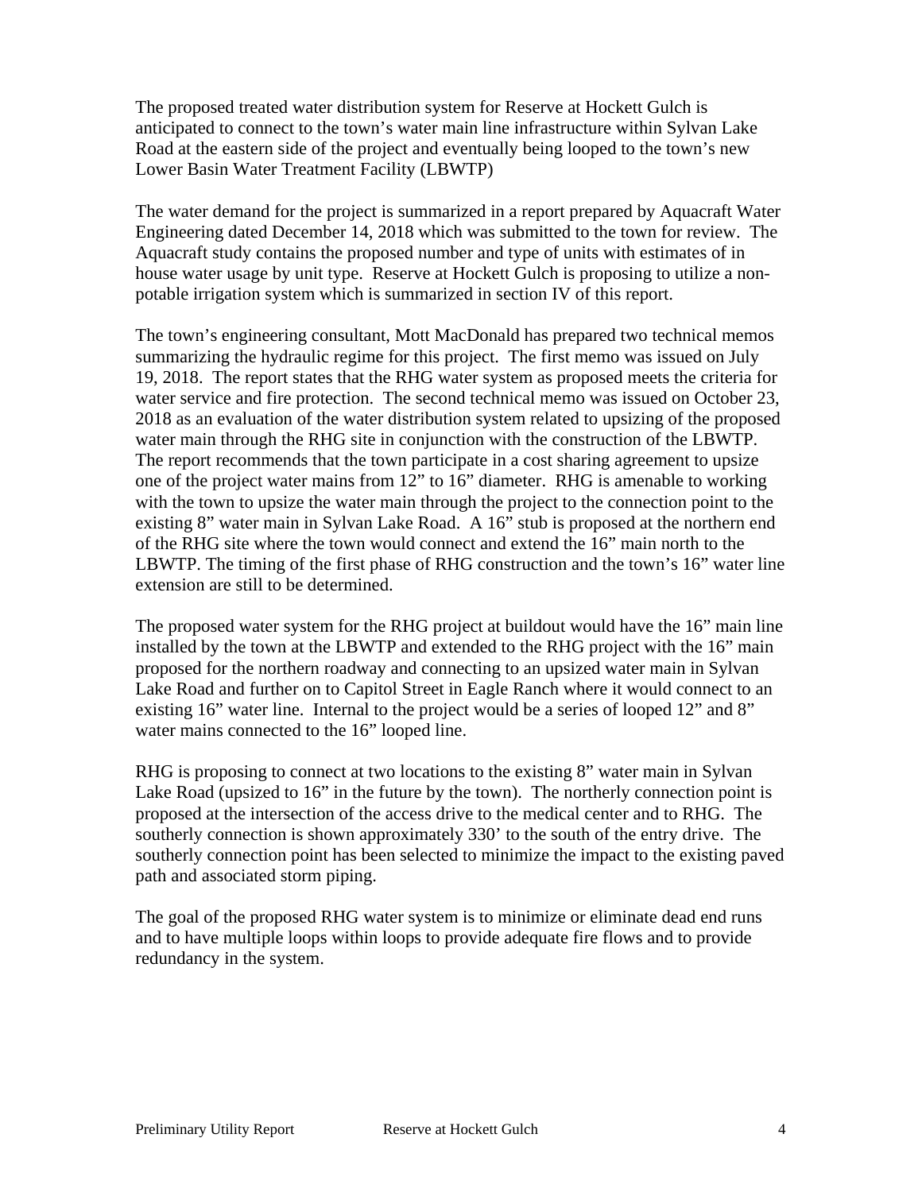The proposed treated water distribution system for Reserve at Hockett Gulch is anticipated to connect to the town's water main line infrastructure within Sylvan Lake Road at the eastern side of the project and eventually being looped to the town's new Lower Basin Water Treatment Facility (LBWTP)

The water demand for the project is summarized in a report prepared by Aquacraft Water Engineering dated December 14, 2018 which was submitted to the town for review. The Aquacraft study contains the proposed number and type of units with estimates of in house water usage by unit type. Reserve at Hockett Gulch is proposing to utilize a non-potable irrigation system which is summarized in section IV of this report.

The town's engineering consultant, Mott MacDonald has prepared two technical memos summarizing the hydraulic regime for this project. The first memo was issued on July 19, 2018. The report states that the RHG water system as proposed meets the criteria for water service and fire protection. The second technical memo was issued on October 23, 2018 as an evaluation of the water distribution system related to upsizing of the proposed water main through the RHG site in conjunction with the construction of the LBWTP. The report recommends that the town participate in a cost sharing agreement to upsize one of the project water mains from 12" to 16" diameter. RHG is amenable to working with the town to upsize the water main through the project to the connection point to the existing 8" water main in Sylvan Lake Road. A 16" stub is proposed at the northern end of the RHG site where the town would connect and extend the 16" main north to the LBWTP. The timing of the first phase of RHG construction and the town's 16" water line extension are still to be determined.

The proposed water system for the RHG project at buildout would have the 16" main line installed by the town at the LBWTP and extended to the RHG project with the 16" main proposed for the northern roadway and connecting to an upsized water main in Sylvan Lake Road and further on to Capitol Street in Eagle Ranch where it would connect to an existing 16" water line. Internal to the project would be a series of looped 12" and 8" water mains connected to the 16" looped line.

RHG is proposing to connect at two locations to the existing 8" water main in Sylvan Lake Road (upsized to 16" in the future by the town). The northerly connection point is proposed at the intersection of the access drive to the medical center and to RHG. The southerly connection is shown approximately 330' to the south of the entry drive. The southerly connection point has been selected to minimize the impact to the existing paved path and associated storm piping.

The goal of the proposed RHG water system is to minimize or eliminate dead end runs and to have multiple loops within loops to provide adequate fire flows and to provide redundancy in the system.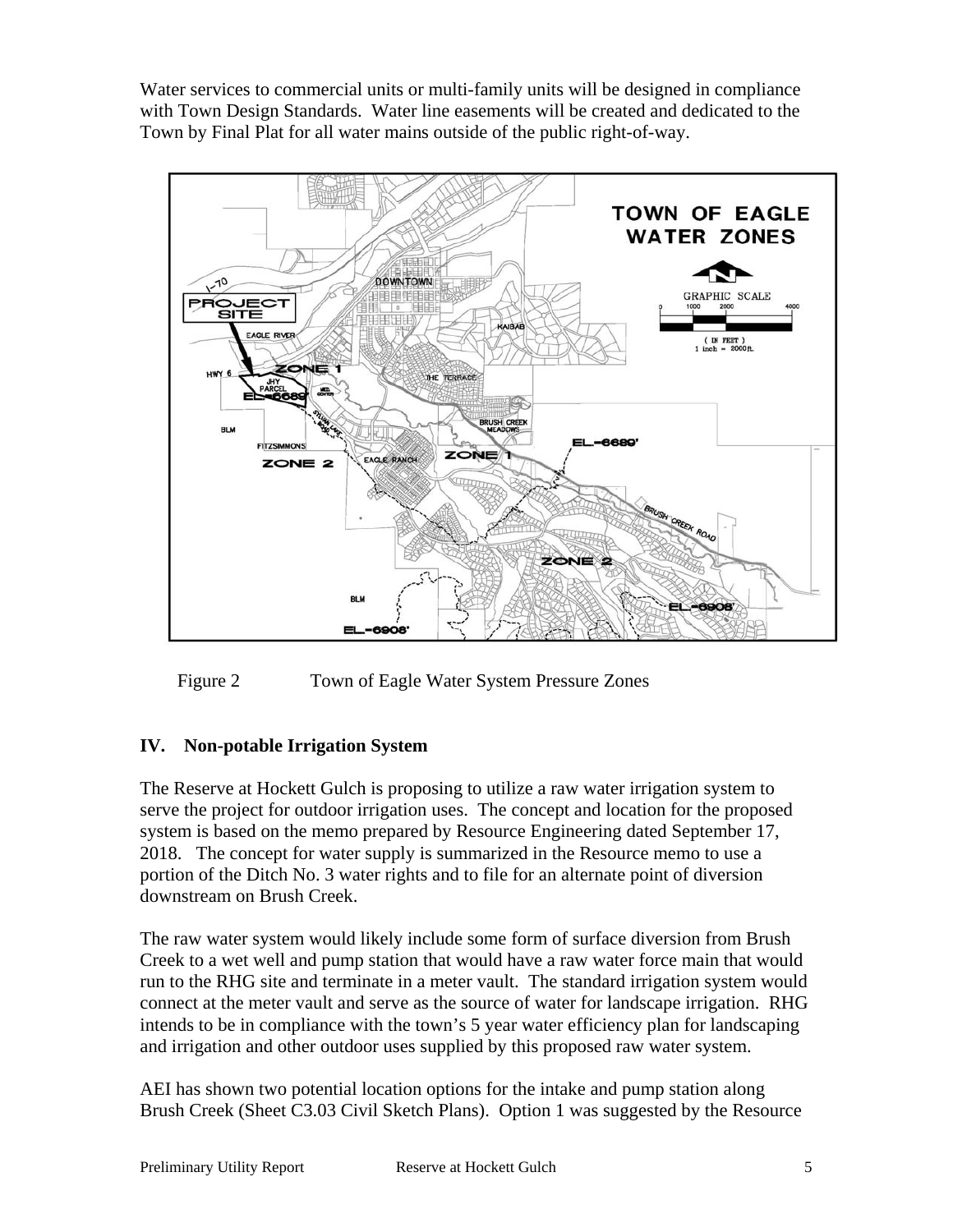Water services to commercial units or multi-family units will be designed in compliance with Town Design Standards. Water line easements will be created and dedicated to the Town by Final Plat for all water mains outside of the public right-of-way.

Figure 2 Town of Eagle Water System Pressure Zones

## IV. Non-potable Irrigation System

The Reserve at Hockett Gulch is proposing to utilize a raw water irrigation system to serve the project for outdoor irrigation uses. The concept and location for the proposed system is based on the memo prepared by Resource Engineering dated September 17, 2018. The concept for water supply is summarized in the Resource memo to use a portion of the Ditch No. 3 water rights and to file for an alternate point of diversion downstream on Brush Creek.

The raw water system would likely include some form of surface diversion from Brush Creek to a wet well and pump station that would have a raw water force main that would run to the RHG site and terminate in a meter vault. The standard irrigation system would connect at the meter vault and serve as the source of water for landscape irrigation. RHG intends to be in compliance with the town's 5 year water efficiency plan for landscaping and irrigation and other outdoor uses supplied by this proposed raw water system.

AEI has shown two potential location options for the intake and pump station along Brush Creek (Sheet C3.03 Civil Sketch Plans). Option 1 was suggested by the Resource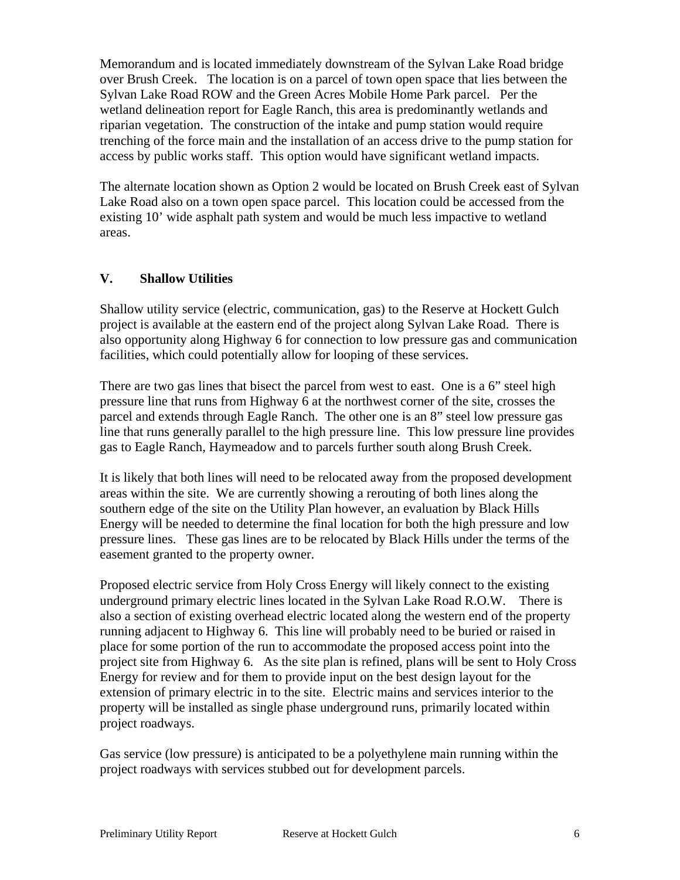Memorandum and is located immediately downstream of the Sylvan Lake Road bridge over Brush Creek. The location is on a parcel of town open space that lies between the Sylvan Lake Road ROW and the Green Acres Mobile Home Park parcel. Per the wetland delineation report for Eagle Ranch, this area is predominantly wetlands and riparian vegetation. The construction of the intake and pump station would require trenching of the force main and the installation of an access drive to the pump station for access by public works staff. This option would have significant wetland impacts.

The alternate location shown as Option 2 would be located on Brush Creek east of Sylvan Lake Road also on a town open space parcel. This location could be accessed from the existing 10' wide asphalt path system and would be much less impactive to wetland areas.

## V. Shallow Utilities

Shallow utility service (electric, communication, gas) to the Reserve at Hockett Gulch project is available at the eastern end of the project along Sylvan Lake Road. There is also opportunity along Highway 6 for connection to low pressure gas and communication facilities, which could potentially allow for looping of these services.

There are two gas lines that bisect the parcel from west to east. One is a 6" steel high pressure line that runs from Highway 6 at the northwest corner of the site, crosses the parcel and extends through Eagle Ranch. The other one is an 8" steel low pressure gas line that runs generally parallel to the high pressure line. This low pressure line provides gas to Eagle Ranch, Haymeadow and to parcels further south along Brush Creek.

It is likely that both lines will need to be relocated away from the proposed development areas within the site. We are currently showing a rerouting of both lines along the southern edge of the site on the Utility Plan however, an evaluation by Black Hills Energy will be needed to determine the final location for both the high pressure and low pressure lines. These gas lines are to be relocated by Black Hills under the terms of the easement granted to the property owner.

Proposed electric service from Holy Cross Energy will likely connect to the existing underground primary electric lines located in the Sylvan Lake Road R.O.W. There is also a section of existing overhead electric located along the western end of the property running adjacent to Highway 6. This line will probably need to be buried or raised in place for some portion of the run to accommodate the proposed access point into the project site from Highway 6. As the site plan is refined, plans will be sent to Holy Cross Energy for review and for them to provide input on the best design layout for the extension of primary electric in to the site. Electric mains and services interior to the property will be installed as single phase underground runs, primarily located within project roadways.

Gas service (low pressure) is anticipated to be a polyethylene main running within the project roadways with services stubbed out for development parcels.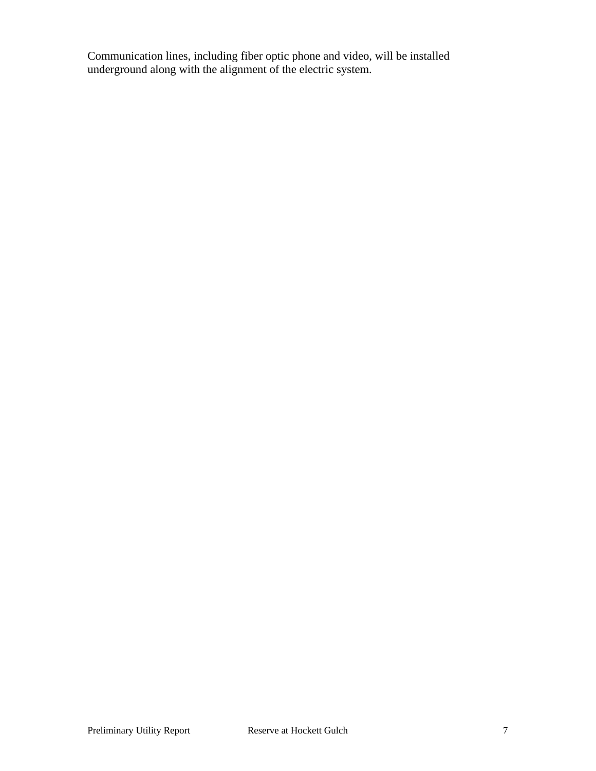Communication lines, including fiber optic phone and video, will be installed underground along with the alignment of the electric system.